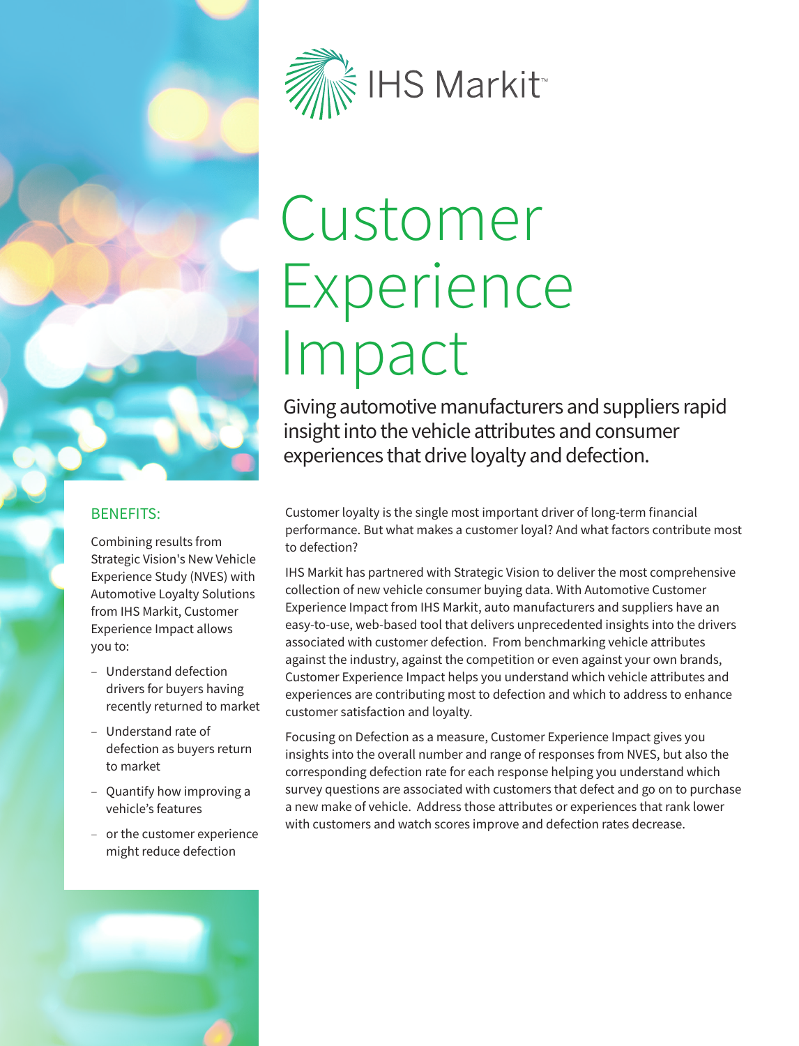IHS Markit™

# Customer Experience Impact

## Giving automotive manufacturers and suppliers rapid insight into the vehicle attributes and consumer experiences that drive loyalty and defection.

Customer loyalty is the single most important driver of long-term financial performance. But what makes a customer loyal? And what factors contribute most to defection?

IHS Markit has partnered with Strategic Vision to deliver the most comprehensive collection of new vehicle consumer buying data. With Automotive Customer Experience Impact from IHS Markit, auto manufacturers and suppliers have an easy-to-use, web-based tool that delivers unprecedented insights into the drivers associated with customer defection. From benchmarking vehicle attributes against the industry, against the competition or even against your own brands, Customer Experience Impact helps you understand which vehicle attributes and experiences are contributing most to defection and which to address to enhance customer satisfaction and loyalty.

Focusing on Defection as a measure, Customer Experience Impact gives you insights into the overall number and range of responses from NVES, but also the corresponding defection rate for each response helping you understand which survey questions are associated with customers that defect and go on to purchase a new make of vehicle. Address those attributes or experiences that rank lower with customers and watch scores improve and defection rates decrease.

### BENEFITS:

Combining results from Strategic Vision's New Vehicle Experience Study (NVES) with Automotive Loyalty Solutions from IHS Markit, Customer Experience Impact allows you to:

- Understand defection drivers for buyers having recently returned to market
- Understand rate of defection as buyers return to market
- Quantify how improving a vehicle's features
- or the customer experience might reduce defection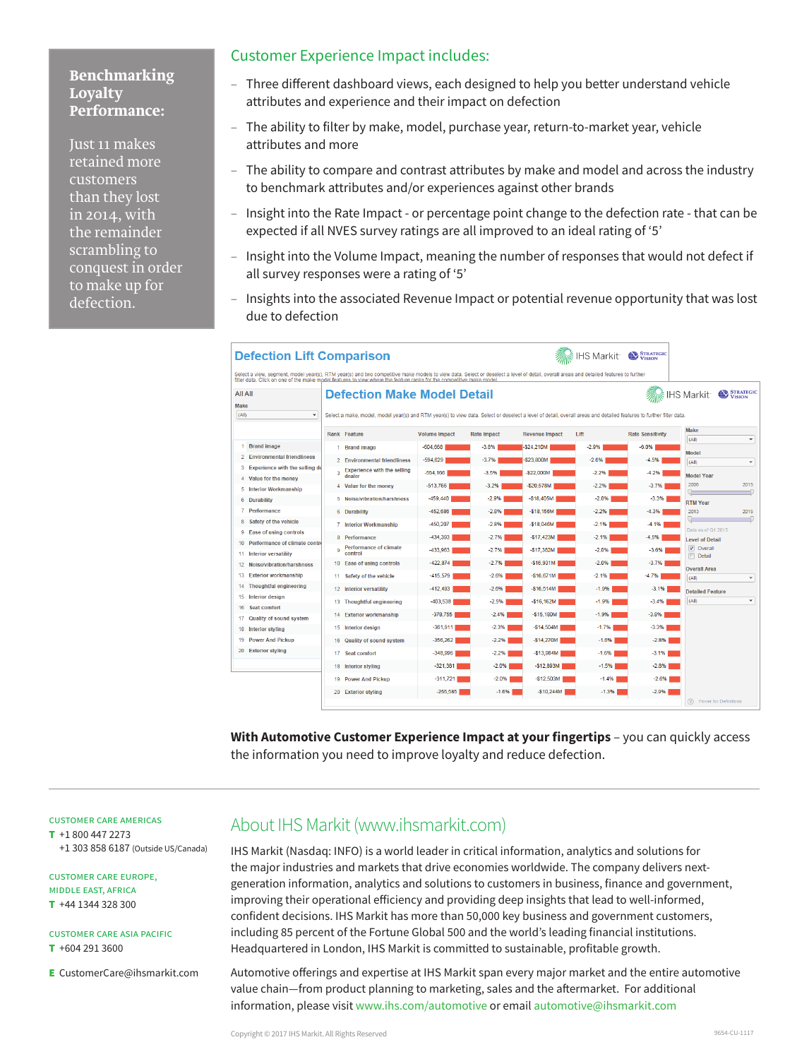# Benchmarking Loyalty Performance:

Just 11 makes retained more customers than they lost in 2014, with the remainder scrambling to conquest in order to make up for defection.

## Customer Experience Impact includes:

- Three different dashboard views, each designed to help you better understand vehicle attributes and experience and their impact on defection
- The ability to filter by make, model, purchase year, return-to-market year, vehicle attributes and more
- The ability to compare and contrast attributes by make and model and across the industry to benchmark attributes and/or experiences against other brands
- Insight into the Rate Impact - or percentage point change to the defection rate - that can be expected if all NVES survey ratings are all improved to an ideal rating of '5'
- Insight into the Volume Impact, meaning the number of responses that would not defect if all survey responses were a rating of '5'
- Insights into the associated Revenue Impact or potential revenue opportunity that was lost due to defection

Defection Lift Comparison

IHS Markit | Strategic Vision

Defection Make Model Detail

IHS Markit | Strategic Vision

Select a make, model, model year(s) and RTM year(s) to view data. Select or deselect a level of detail, overall areas and detailed features to further filter data.

Rank | Feature | Volume Impact | Rate Impact | Revenue Impact | Lift | Rate Sensitivity

Make | Model | Model Year | RTM Year | Level of Detail | Overall Area | Detailed Feature

**With Automotive Customer Experience Impact at your fingertips** – you can quickly access the information you need to improve loyalty and reduce defection.

---

CUSTOMER CARE AMERICAS

**T** +1 800 447 2273
+1 303 858 6187 (Outside US/Canada)

CUSTOMER CARE EUROPE, MIDDLE EAST, AFRICA

**T** +44 1344 328 300

CUSTOMER CARE ASIA PACIFIC

**T** +604 291 3600

**E** CustomerCare@ihsmarkit.com

## About IHS Markit (www.ihsmarkit.com)

IHS Markit (Nasdaq: INFO) is a world leader in critical information, analytics and solutions for the major industries and markets that drive economies worldwide. The company delivers next-generation information, analytics and solutions to customers in business, finance and government, improving their operational efficiency and providing deep insights that lead to well-informed, confident decisions. IHS Markit has more than 50,000 key business and government customers, including 85 percent of the Fortune Global 500 and the world's leading financial institutions. Headquartered in London, IHS Markit is committed to sustainable, profitable growth.

Automotive offerings and expertise at IHS Markit span every major market and the entire automotive value chain—from product planning to marketing, sales and the aftermarket. For additional information, please visit www.ihs.com/automotive or email automotive@ihsmarkit.com

Copyright © 2017 IHS Markit. All Rights Reserved

9654-CU-1117